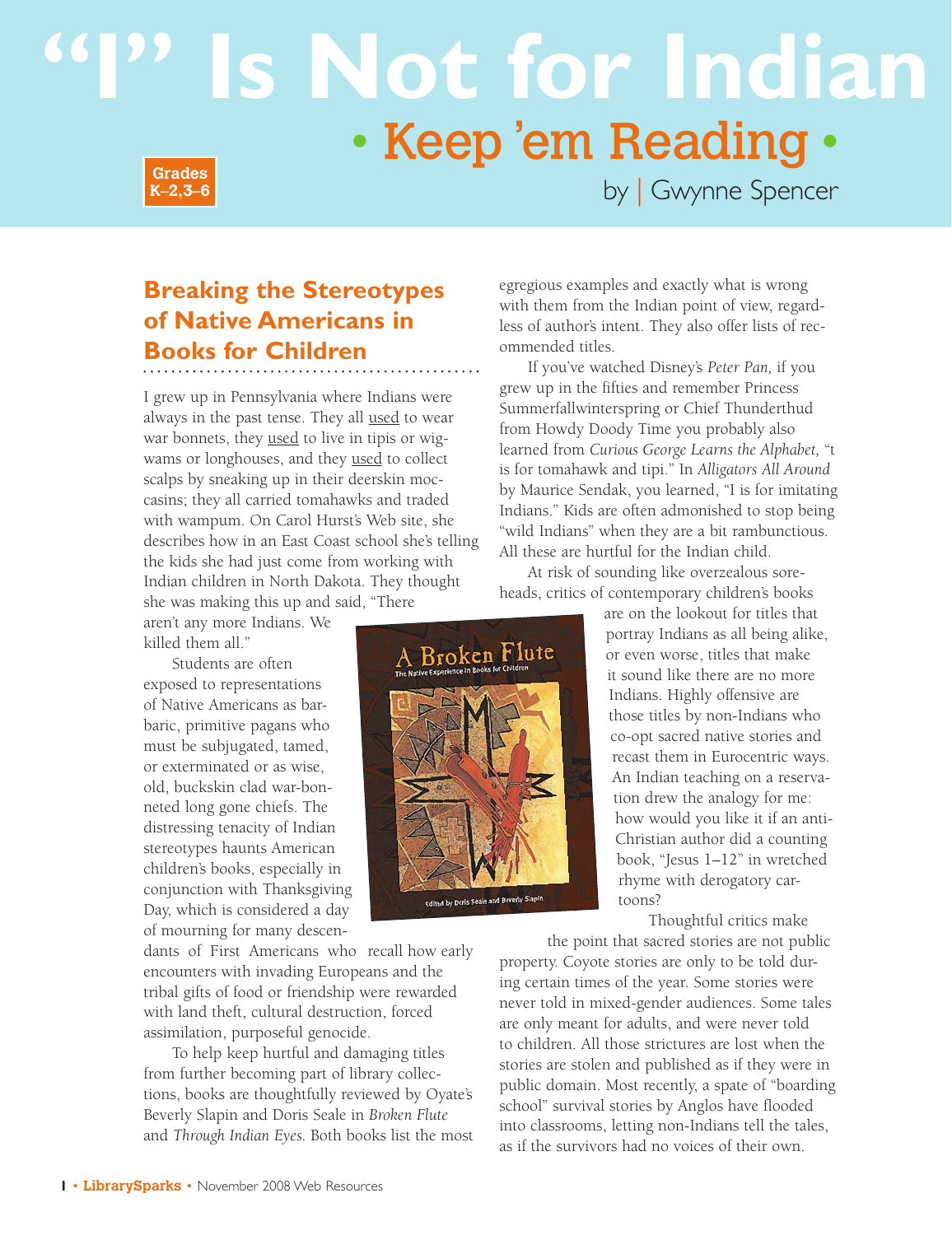# "I" Is Not for Indian

## • Keep 'em Reading •

Grades K–2,3–6

by | Gwynne Spencer

### Breaking the Stereotypes of Native Americans in Books for Children

I grew up in Pennsylvania where Indians were always in the past tense. They all used to wear war bonnets, they used to live in tipis or wigwams or longhouses, and they used to collect scalps by sneaking up in their deerskin moccasins; they all carried tomahawks and traded with wampum. On Carol Hurst's Web site, she describes how in an East Coast school she's telling the kids she had just come from working with Indian children in North Dakota. They thought she was making this up and said, "There aren't any more Indians. We killed them all."

Students are often exposed to representations of Native Americans as barbaric, primitive pagans who must be subjugated, tamed, or exterminated or as wise, old, buckskin clad war-bonneted long gone chiefs. The distressing tenacity of Indian stereotypes haunts American children's books, especially in conjunction with Thanksgiving Day, which is considered a day of mourning for many descendants of First Americans who recall how early encounters with invading Europeans and the tribal gifts of food or friendship were rewarded with land theft, cultural destruction, forced assimilation, purposeful genocide.

To help keep hurtful and damaging titles from further becoming part of library collections, books are thoughtfully reviewed by Oyate's Beverly Slapin and Doris Seale in *Broken Flute* and *Through Indian Eyes.* Both books list the most egregious examples and exactly what is wrong with them from the Indian point of view, regardless of author's intent. They also offer lists of recommended titles.

If you've watched Disney's *Peter Pan,* if you grew up in the fifties and remember Princess Summerfallwinterspring or Chief Thunderthud from Howdy Doody Time you probably also learned from *Curious George Learns the Alphabet,* "t is for tomahawk and tipi." In *Alligators All Around* by Maurice Sendak, you learned, "I is for imitating Indians." Kids are often admonished to stop being "wild Indians" when they are a bit rambunctious. All these are hurtful for the Indian child.

At risk of sounding like overzealous soreheads, critics of contemporary children's books are on the lookout for titles that portray Indians as all being alike, or even worse, titles that make it sound like there are no more Indians. Highly offensive are those titles by non-Indians who co-opt sacred native stories and recast them in Eurocentric ways. An Indian teaching on a reservation drew the analogy for me: how would you like it if an anti-Christian author did a counting book, "Jesus 1–12" in wretched rhyme with derogatory cartoons?

Thoughtful critics make the point that sacred stories are not public property. Coyote stories are only to be told during certain times of the year. Some stories were never told in mixed-gender audiences. Some tales are only meant for adults, and were never told to children. All those strictures are lost when the stories are stolen and published as if they were in public domain. Most recently, a spate of "boarding school" survival stories by Anglos have flooded into classrooms, letting non-Indians tell the tales, as if the survivors had no voices of their own.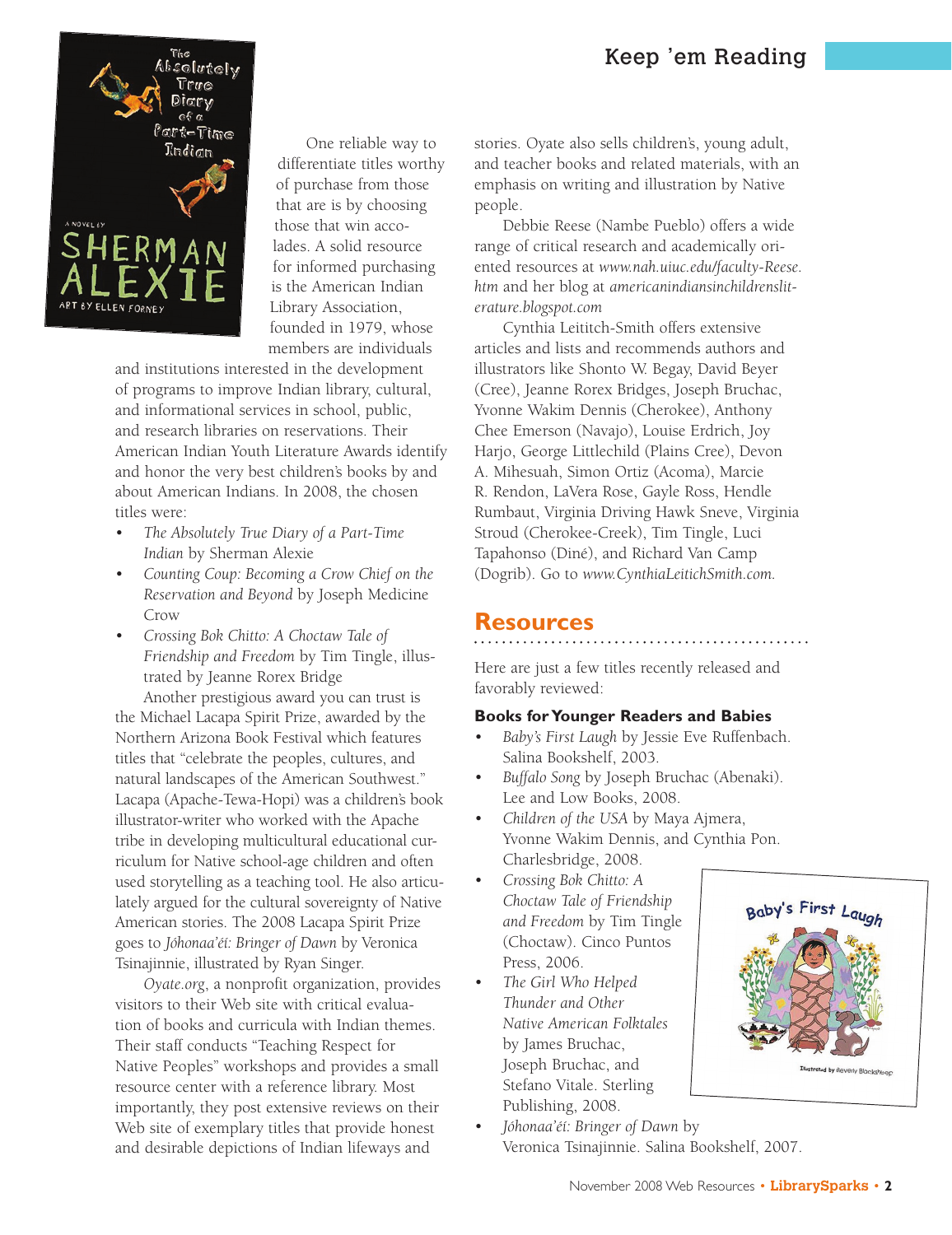One reliable way to differentiate titles worthy of purchase from those that are is by choosing those that win accolades. A solid resource for informed purchasing is the American Indian Library Association, founded in 1979, whose members are individuals and institutions interested in the development of programs to improve Indian library, cultural, and informational services in school, public, and research libraries on reservations. Their American Indian Youth Literature Awards identify and honor the very best children's books by and about American Indians. In 2008, the chosen titles were:

- *The Absolutely True Diary of a Part-Time Indian* by Sherman Alexie
- *Counting Coup: Becoming a Crow Chief on the Reservation and Beyond* by Joseph Medicine Crow
- *Crossing Bok Chitto: A Choctaw Tale of Friendship and Freedom* by Tim Tingle, illustrated by Jeanne Rorex Bridge

Another prestigious award you can trust is the Michael Lacapa Spirit Prize, awarded by the Northern Arizona Book Festival which features titles that "celebrate the peoples, cultures, and natural landscapes of the American Southwest." Lacapa (Apache-Tewa-Hopi) was a children's book illustrator-writer who worked with the Apache tribe in developing multicultural educational curriculum for Native school-age children and often used storytelling as a teaching tool. He also articulately argued for the cultural sovereignty of Native American stories. The 2008 Lacapa Spirit Prize goes to *Jóhonaa'éí: Bringer of Dawn* by Veronica Tsinajinnie, illustrated by Ryan Singer.

*Oyate.org*, a nonprofit organization, provides visitors to their Web site with critical evaluation of books and curricula with Indian themes. Their staff conducts "Teaching Respect for Native Peoples" workshops and provides a small resource center with a reference library. Most importantly, they post extensive reviews on their Web site of exemplary titles that provide honest and desirable depictions of Indian lifeways and stories. Oyate also sells children's, young adult, and teacher books and related materials, with an emphasis on writing and illustration by Native people.

Debbie Reese (Nambe Pueblo) offers a wide range of critical research and academically oriented resources at *www.nah.uiuc.edu/faculty-Reese.htm* and her blog at *americanindiansinchildrensliterature.blogspot.com*

Cynthia Leititch-Smith offers extensive articles and lists and recommends authors and illustrators like Shonto W. Begay, David Beyer (Cree), Jeanne Rorex Bridges, Joseph Bruchac, Yvonne Wakim Dennis (Cherokee), Anthony Chee Emerson (Navajo), Louise Erdrich, Joy Harjo, George Littlechild (Plains Cree), Devon A. Mihesuah, Simon Ortiz (Acoma), Marcie R. Rendon, LaVera Rose, Gayle Ross, Hendle Rumbaut, Virginia Driving Hawk Sneve, Virginia Stroud (Cherokee-Creek), Tim Tingle, Luci Tapahonso (Diné), and Richard Van Camp (Dogrib). Go to *www.CynthiaLeitichSmith.com.*

## Resources

Here are just a few titles recently released and favorably reviewed:

### Books for Younger Readers and Babies

- *Baby's First Laugh* by Jessie Eve Ruffenbach. Salina Bookshelf, 2003.
- *Buffalo Song* by Joseph Bruchac (Abenaki). Lee and Low Books, 2008.
- *Children of the USA* by Maya Ajmera, Yvonne Wakim Dennis, and Cynthia Pon. Charlesbridge, 2008.
- *Crossing Bok Chitto: A Choctaw Tale of Friendship and Freedom* by Tim Tingle (Choctaw). Cinco Puntos Press, 2006.
- *The Girl Who Helped Thunder and Other Native American Folktales* by James Bruchac, Joseph Bruchac, and Stefano Vitale. Sterling Publishing, 2008.
- *Jóhonaa'éí: Bringer of Dawn* by Veronica Tsinajinnie. Salina Bookshelf, 2007.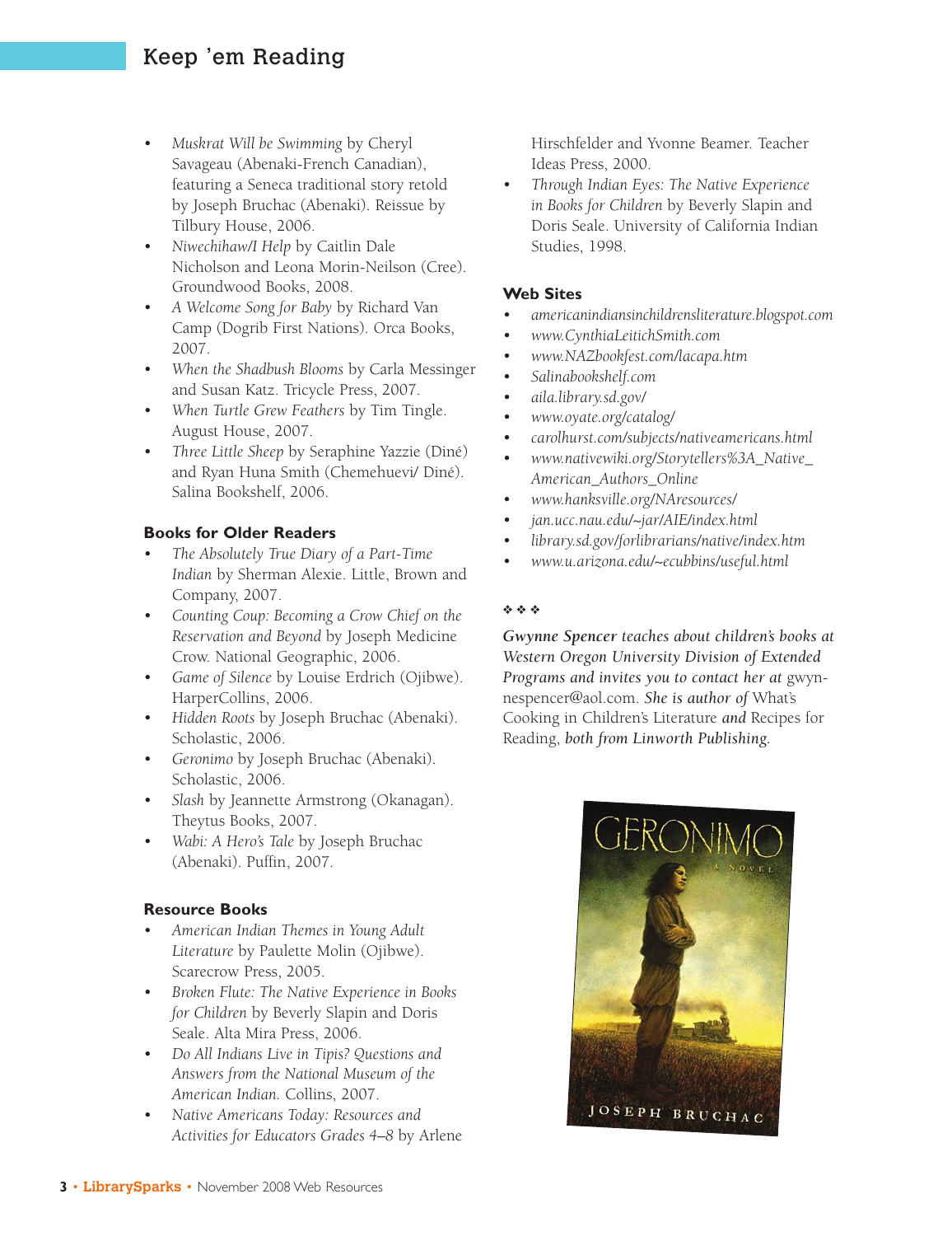- *Muskrat Will be Swimming* by Cheryl Savageau (Abenaki-French Canadian), featuring a Seneca traditional story retold by Joseph Bruchac (Abenaki). Reissue by Tilbury House, 2006.
- *Niwechihaw/I Help* by Caitlin Dale Nicholson and Leona Morin-Neilson (Cree). Groundwood Books, 2008.
- *A Welcome Song for Baby* by Richard Van Camp (Dogrib First Nations). Orca Books, 2007.
- *When the Shadbush Blooms* by Carla Messinger and Susan Katz. Tricycle Press, 2007.
- *When Turtle Grew Feathers* by Tim Tingle. August House, 2007.
- *Three Little Sheep* by Seraphine Yazzie (Diné) and Ryan Huna Smith (Chemehuevi/ Diné). Salina Bookshelf, 2006.

### Books for Older Readers

- *The Absolutely True Diary of a Part-Time Indian* by Sherman Alexie. Little, Brown and Company, 2007.
- *Counting Coup: Becoming a Crow Chief on the Reservation and Beyond* by Joseph Medicine Crow. National Geographic, 2006.
- *Game of Silence* by Louise Erdrich (Ojibwe). HarperCollins, 2006.
- *Hidden Roots* by Joseph Bruchac (Abenaki). Scholastic, 2006.
- *Geronimo* by Joseph Bruchac (Abenaki). Scholastic, 2006.
- *Slash* by Jeannette Armstrong (Okanagan). Theytus Books, 2007.
- *Wabi: A Hero's Tale* by Joseph Bruchac (Abenaki). Puffin, 2007.

### Resource Books

- *American Indian Themes in Young Adult Literature* by Paulette Molin (Ojibwe). Scarecrow Press, 2005.
- *Broken Flute: The Native Experience in Books for Children* by Beverly Slapin and Doris Seale. Alta Mira Press, 2006.
- *Do All Indians Live in Tipis? Questions and Answers from the National Museum of the American Indian.* Collins, 2007.
- *Native Americans Today: Resources and Activities for Educators Grades 4–8* by Arlene Hirschfelder and Yvonne Beamer. Teacher Ideas Press, 2000.
- *Through Indian Eyes: The Native Experience in Books for Children* by Beverly Slapin and Doris Seale. University of California Indian Studies, 1998.

### Web Sites

- *americanindiansinchildrensliterature.blogspot.com*
- *www.CynthiaLeitichSmith.com*
- *www.NAZbookfest.com/lacapa.htm*
- *Salinabookshelf.com*
- *aila.library.sd.gov/*
- *www.oyate.org/catalog/*
- *carolhurst.com/subjects/nativeamericans.html*
- *www.nativewiki.org/Storytellers%3A_Native_American_Authors_Online*
- *www.hanksville.org/NAresources/*
- *jan.ucc.nau.edu/~jar/AIE/index.html*
- *library.sd.gov/forlibrarians/native/index.htm*
- *www.u.arizona.edu/~ecubbins/useful.html*

❖ ❖ ❖

*Gwynne Spencer teaches about children's books at Western Oregon University Division of Extended Programs and invites you to contact her at* gwynnespencer@aol.com. *She is author of* What's Cooking in Children's Literature *and* Recipes for Reading, *both from Linworth Publishing.*